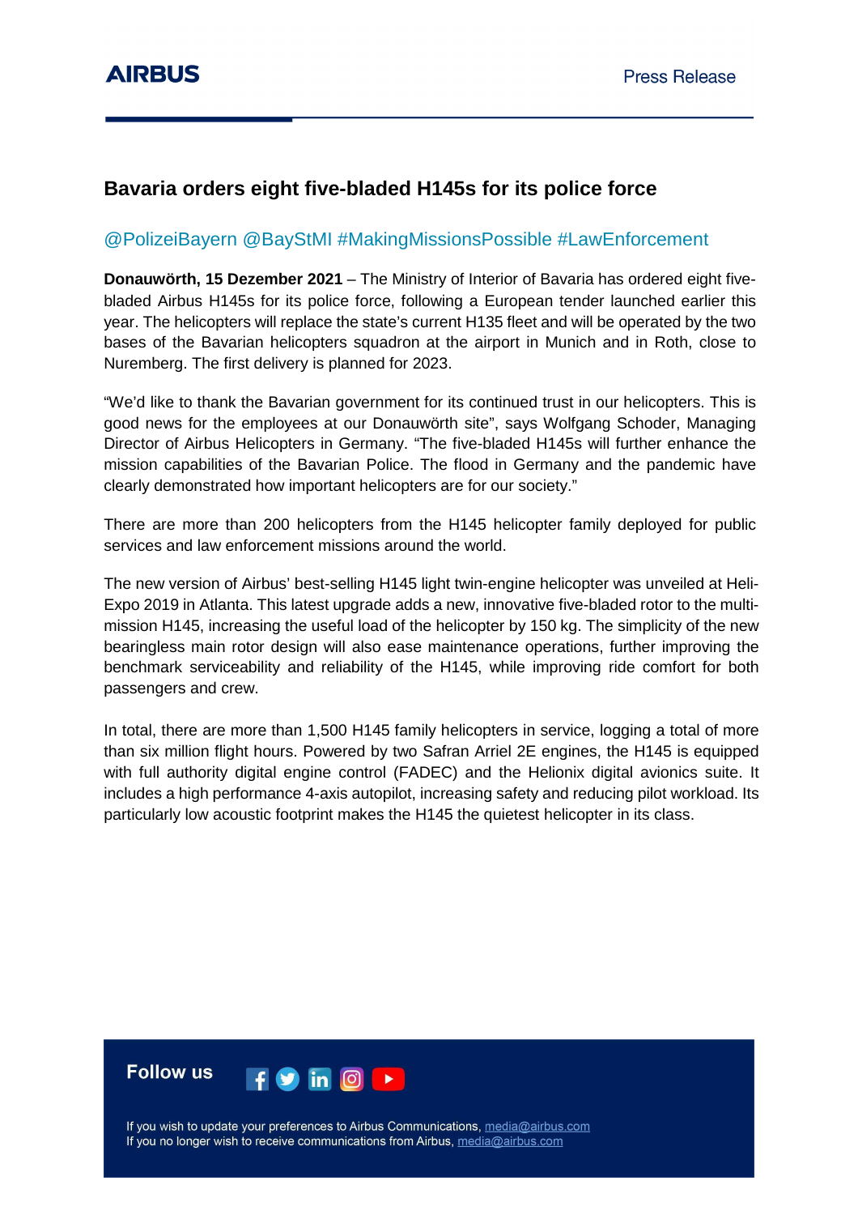AIRBUS

Press Release

# Bavaria orders eight five-bladed H145s for its police force

@PolizeiBayern @BayStMI #MakingMissionsPossible #LawEnforcement

**Donauwörth, 15 Dezember 2021** – The Ministry of Interior of Bavaria has ordered eight five-bladed Airbus H145s for its police force, following a European tender launched earlier this year. The helicopters will replace the state's current H135 fleet and will be operated by the two bases of the Bavarian helicopters squadron at the airport in Munich and in Roth, close to Nuremberg. The first delivery is planned for 2023.

"We'd like to thank the Bavarian government for its continued trust in our helicopters. This is good news for the employees at our Donauwörth site", says Wolfgang Schoder, Managing Director of Airbus Helicopters in Germany. "The five-bladed H145s will further enhance the mission capabilities of the Bavarian Police. The flood in Germany and the pandemic have clearly demonstrated how important helicopters are for our society."

There are more than 200 helicopters from the H145 helicopter family deployed for public services and law enforcement missions around the world.

The new version of Airbus' best-selling H145 light twin-engine helicopter was unveiled at Heli-Expo 2019 in Atlanta. This latest upgrade adds a new, innovative five-bladed rotor to the multi-mission H145, increasing the useful load of the helicopter by 150 kg. The simplicity of the new bearingless main rotor design will also ease maintenance operations, further improving the benchmark serviceability and reliability of the H145, while improving ride comfort for both passengers and crew.

In total, there are more than 1,500 H145 family helicopters in service, logging a total of more than six million flight hours. Powered by two Safran Arriel 2E engines, the H145 is equipped with full authority digital engine control (FADEC) and the Helionix digital avionics suite. It includes a high performance 4-axis autopilot, increasing safety and reducing pilot workload. Its particularly low acoustic footprint makes the H145 the quietest helicopter in its class.

**Follow us**

If you wish to update your preferences to Airbus Communications, media@airbus.com
If you no longer wish to receive communications from Airbus, media@airbus.com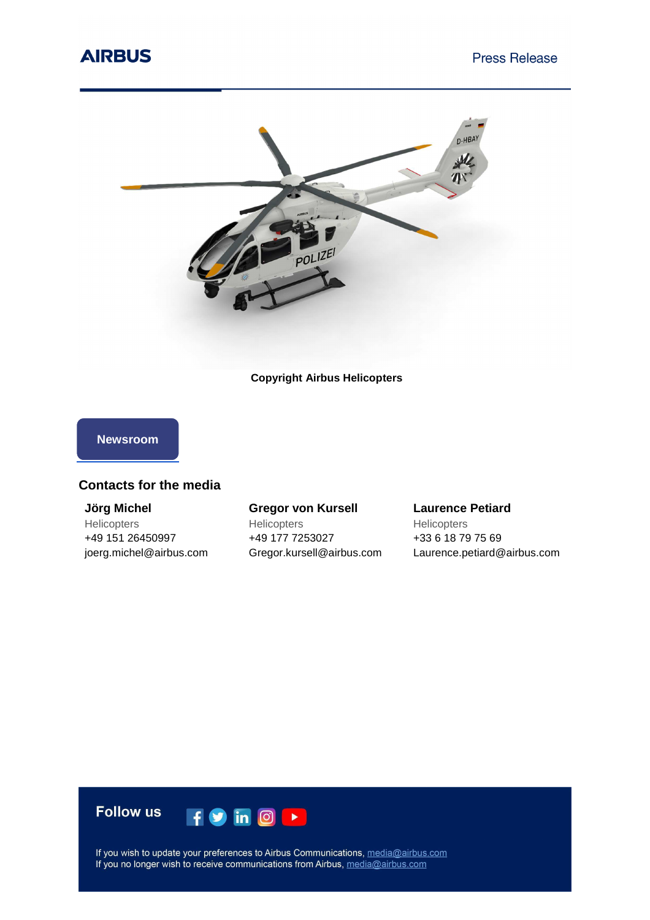Copyright Airbus Helicopters

Newsroom

## Contacts for the media

**Jörg Michel**
Helicopters
+49 151 26450997
joerg.michel@airbus.com

**Gregor von Kursell**
Helicopters
+49 177 7253027
Gregor.kursell@airbus.com

**Laurence Petiard**
Helicopters
+33 6 18 79 75 69
Laurence.petiard@airbus.com

**Follow us**

If you wish to update your preferences to Airbus Communications, media@airbus.com
If you no longer wish to receive communications from Airbus, media@airbus.com